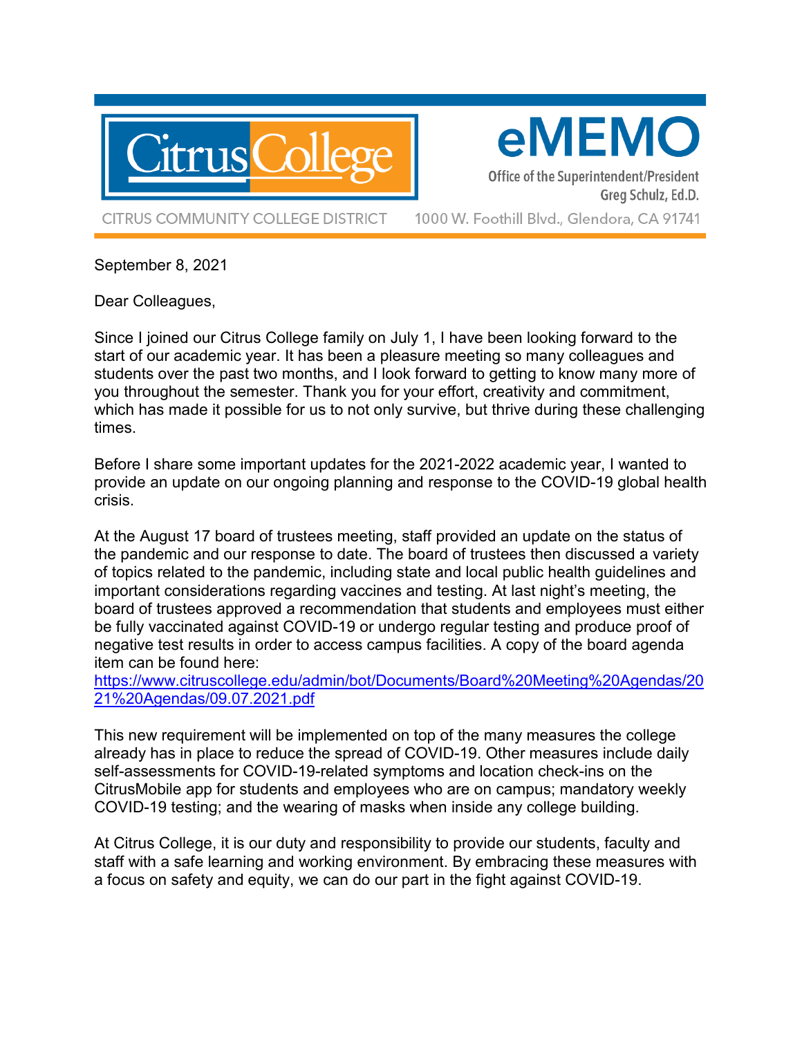# Citrus College

# eMEMO

Office of the Superintendent/President
Greg Schulz, Ed.D.

CITRUS COMMUNITY COLLEGE DISTRICT 1000 W. Foothill Blvd., Glendora, CA 91741

September 8, 2021

Dear Colleagues,

Since I joined our Citrus College family on July 1, I have been looking forward to the start of our academic year. It has been a pleasure meeting so many colleagues and students over the past two months, and I look forward to getting to know many more of you throughout the semester. Thank you for your effort, creativity and commitment, which has made it possible for us to not only survive, but thrive during these challenging times.

Before I share some important updates for the 2021-2022 academic year, I wanted to provide an update on our ongoing planning and response to the COVID-19 global health crisis.

At the August 17 board of trustees meeting, staff provided an update on the status of the pandemic and our response to date. The board of trustees then discussed a variety of topics related to the pandemic, including state and local public health guidelines and important considerations regarding vaccines and testing. At last night's meeting, the board of trustees approved a recommendation that students and employees must either be fully vaccinated against COVID-19 or undergo regular testing and produce proof of negative test results in order to access campus facilities. A copy of the board agenda item can be found here:
https://www.citruscollege.edu/admin/bot/Documents/Board%20Meeting%20Agendas/2021%20Agendas/09.07.2021.pdf

This new requirement will be implemented on top of the many measures the college already has in place to reduce the spread of COVID-19. Other measures include daily self-assessments for COVID-19-related symptoms and location check-ins on the CitrusMobile app for students and employees who are on campus; mandatory weekly COVID-19 testing; and the wearing of masks when inside any college building.

At Citrus College, it is our duty and responsibility to provide our students, faculty and staff with a safe learning and working environment. By embracing these measures with a focus on safety and equity, we can do our part in the fight against COVID-19.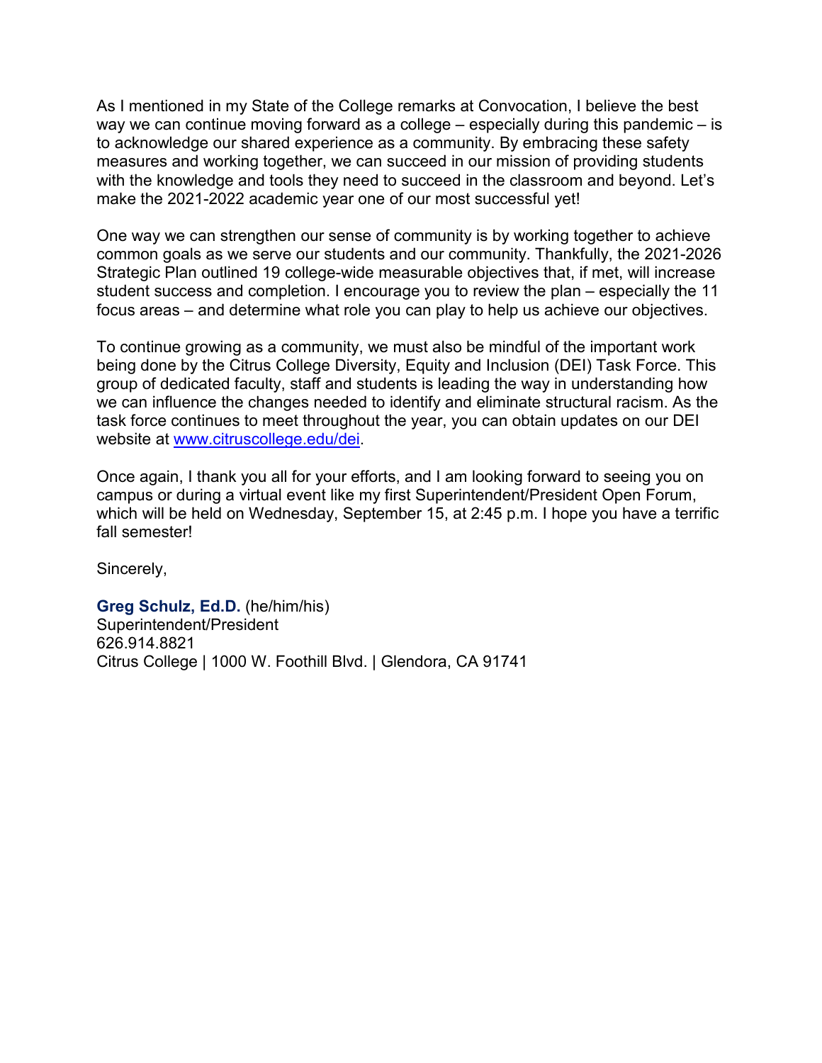As I mentioned in my State of the College remarks at Convocation, I believe the best way we can continue moving forward as a college – especially during this pandemic – is to acknowledge our shared experience as a community. By embracing these safety measures and working together, we can succeed in our mission of providing students with the knowledge and tools they need to succeed in the classroom and beyond. Let's make the 2021-2022 academic year one of our most successful yet!

One way we can strengthen our sense of community is by working together to achieve common goals as we serve our students and our community. Thankfully, the 2021-2026 Strategic Plan outlined 19 college-wide measurable objectives that, if met, will increase student success and completion. I encourage you to review the plan – especially the 11 focus areas – and determine what role you can play to help us achieve our objectives.

To continue growing as a community, we must also be mindful of the important work being done by the Citrus College Diversity, Equity and Inclusion (DEI) Task Force. This group of dedicated faculty, staff and students is leading the way in understanding how we can influence the changes needed to identify and eliminate structural racism. As the task force continues to meet throughout the year, you can obtain updates on our DEI website at [www.citruscollege.edu/dei](http://www.citruscollege.edu/dei).

Once again, I thank you all for your efforts, and I am looking forward to seeing you on campus or during a virtual event like my first Superintendent/President Open Forum, which will be held on Wednesday, September 15, at 2:45 p.m. I hope you have a terrific fall semester!

Sincerely,

**Greg Schulz, Ed.D.** (he/him/his)
Superintendent/President
626.914.8821
Citrus College | 1000 W. Foothill Blvd. | Glendora, CA 91741